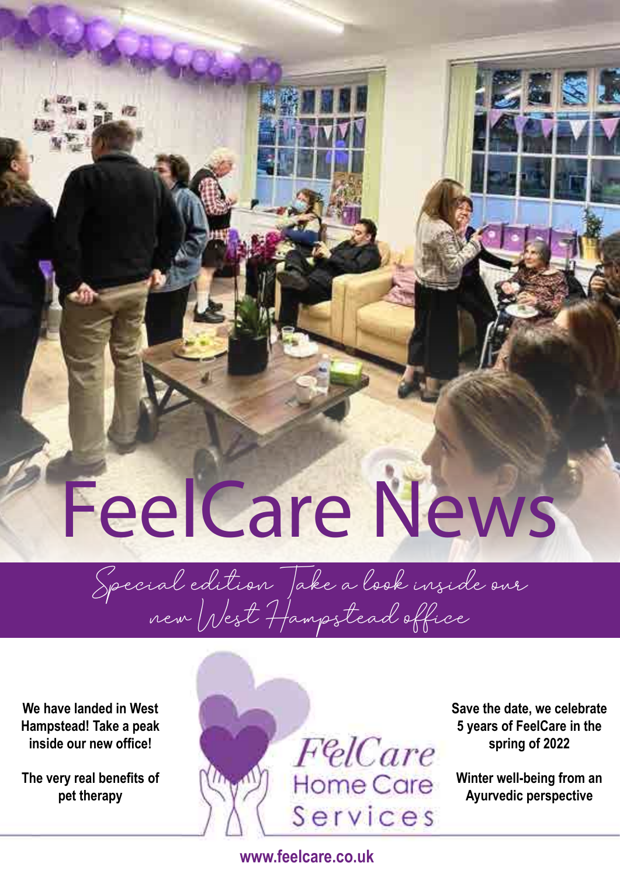# FeelCare News

*Special edition Take a look inside our new West Hampstead office*

**We have landed in West Hampstead! Take a peak inside our new office!**

**The very real benefits of pet therapy**

FeelCare Home Care Services

**Save the date, we celebrate 5 years of FeelCare in the spring of 2022**

**Winter well-being from an Ayurvedic perspective**

**www.feelcare.co.uk**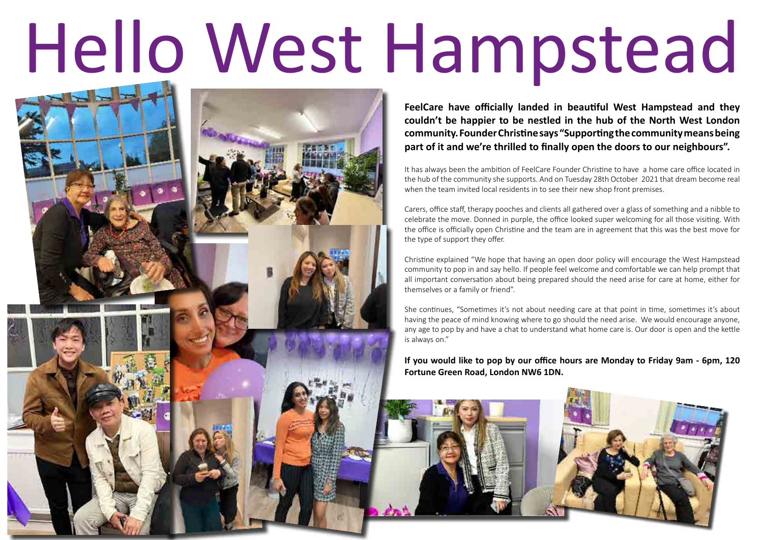# Hello West Hampstead

**FeelCare have officially landed in beautiful West Hampstead and they couldn't be happier to be nestled in the hub of the North West London community. Founder Christine says "Supporting the community means being part of it and we're thrilled to finally open the doors to our neighbours".**

It has always been the ambition of FeelCare Founder Christine to have a home care office located in the hub of the community she supports. And on Tuesday 28th October 2021 that dream become real when the team invited local residents in to see their new shop front premises.

Carers, office staff, therapy pooches and clients all gathered over a glass of something and a nibble to celebrate the move. Donned in purple, the office looked super welcoming for all those visiting. With the office is officially open Christine and the team are in agreement that this was the best move for the type of support they offer.

Christine explained "We hope that having an open door policy will encourage the West Hampstead community to pop in and say hello. If people feel welcome and comfortable we can help prompt that all important conversation about being prepared should the need arise for care at home, either for themselves or a family or friend".

She continues, "Sometimes it's not about needing care at that point in time, sometimes it's about having the peace of mind knowing where to go should the need arise. We would encourage anyone, any age to pop by and have a chat to understand what home care is. Our door is open and the kettle is always on."

**If you would like to pop by our office hours are Monday to Friday 9am - 6pm, 120 Fortune Green Road, London NW6 1DN.**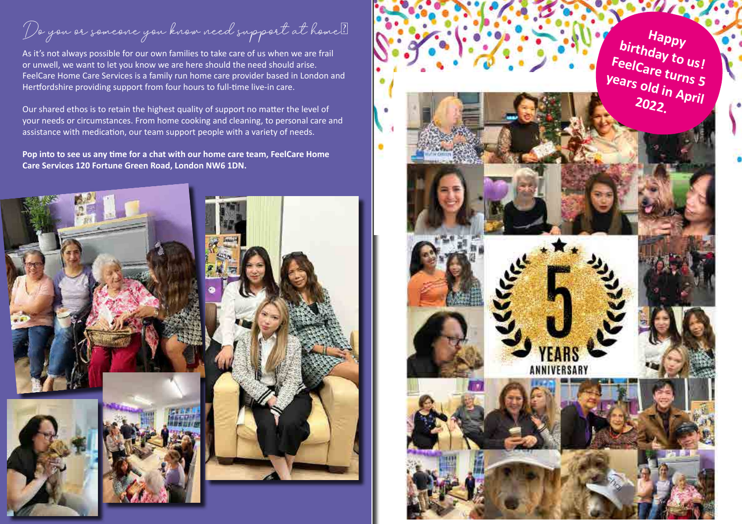## Do you or someone you know need support at home?

As it's not always possible for our own families to take care of us when we are frail or unwell, we want to let you know we are here should the need should arise. FeelCare Home Care Services is a family run home care provider based in London and Hertfordshire providing support from four hours to full-time live-in care.

Our shared ethos is to retain the highest quality of support no matter the level of your needs or circumstances. From home cooking and cleaning, to personal care and assistance with medication, our team support people with a variety of needs.

**Pop into to see us any time for a chat with our home care team, FeelCare Home Care Services 120 Fortune Green Road, London NW6 1DN.**

**Happy birthday to us! FeelCare turns 5 years old in April 2022.**

5 YEARS ANNIVERSARY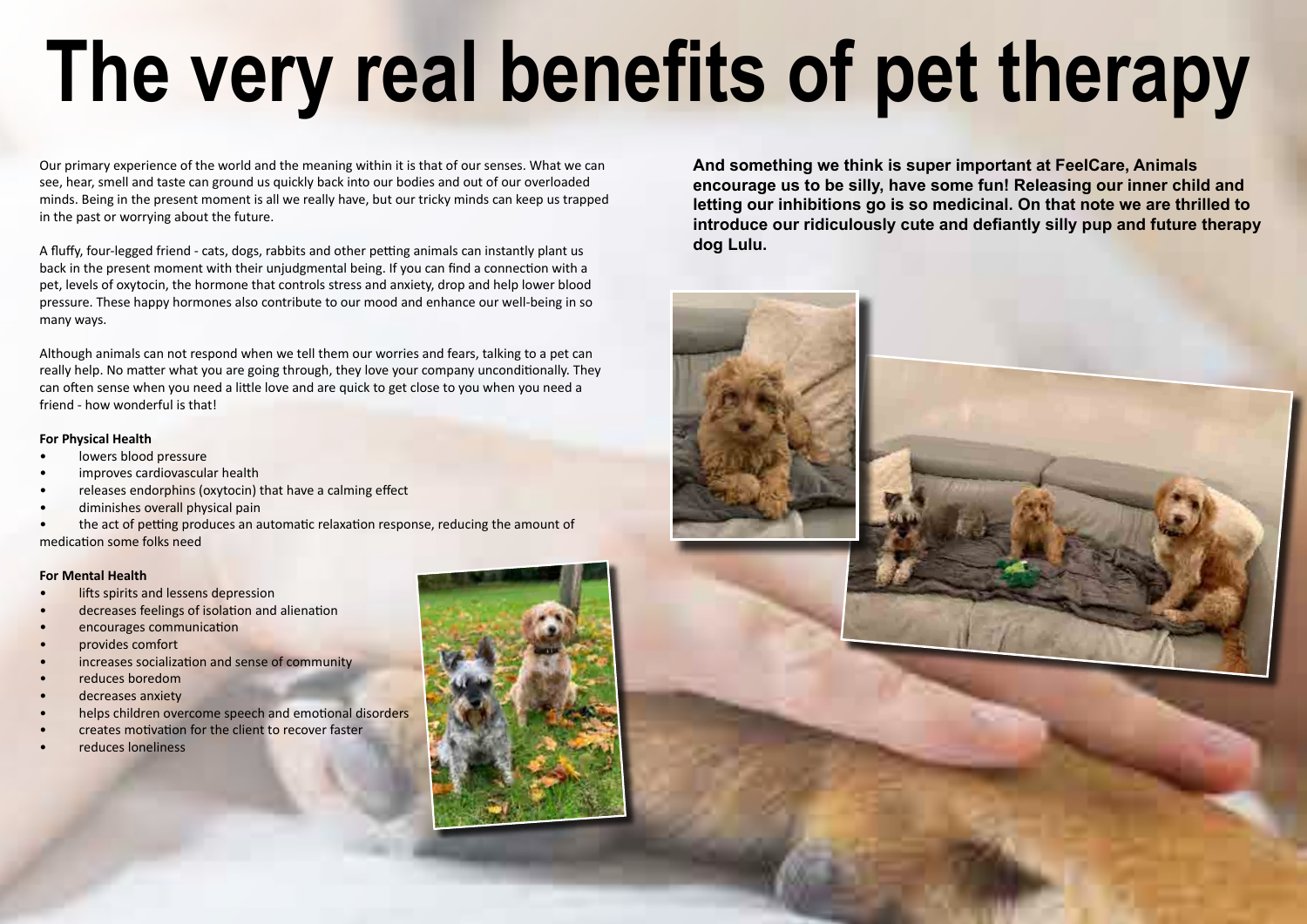# The very real benefits of pet therapy

Our primary experience of the world and the meaning within it is that of our senses. What we can see, hear, smell and taste can ground us quickly back into our bodies and out of our overloaded minds. Being in the present moment is all we really have, but our tricky minds can keep us trapped in the past or worrying about the future.

A fluffy, four-legged friend - cats, dogs, rabbits and other petting animals can instantly plant us back in the present moment with their unjudgmental being. If you can find a connection with a pet, levels of oxytocin, the hormone that controls stress and anxiety, drop and help lower blood pressure. These happy hormones also contribute to our mood and enhance our well-being in so many ways.

Although animals can not respond when we tell them our worries and fears, talking to a pet can really help. No matter what you are going through, they love your company unconditionally. They can often sense when you need a little love and are quick to get close to you when you need a friend - how wonderful is that!

**For Physical Health**

- lowers blood pressure
- improves cardiovascular health
- releases endorphins (oxytocin) that have a calming effect
- diminishes overall physical pain
- the act of petting produces an automatic relaxation response, reducing the amount of medication some folks need

**For Mental Health**

- lifts spirits and lessens depression
- decreases feelings of isolation and alienation
- encourages communication
- provides comfort
- increases socialization and sense of community
- reduces boredom
- decreases anxiety
- helps children overcome speech and emotional disorders
- creates motivation for the client to recover faster
- reduces loneliness

**And something we think is super important at FeelCare, Animals encourage us to be silly, have some fun! Releasing our inner child and letting our inhibitions go is so medicinal. On that note we are thrilled to introduce our ridiculously cute and defiantly silly pup and future therapy dog Lulu.**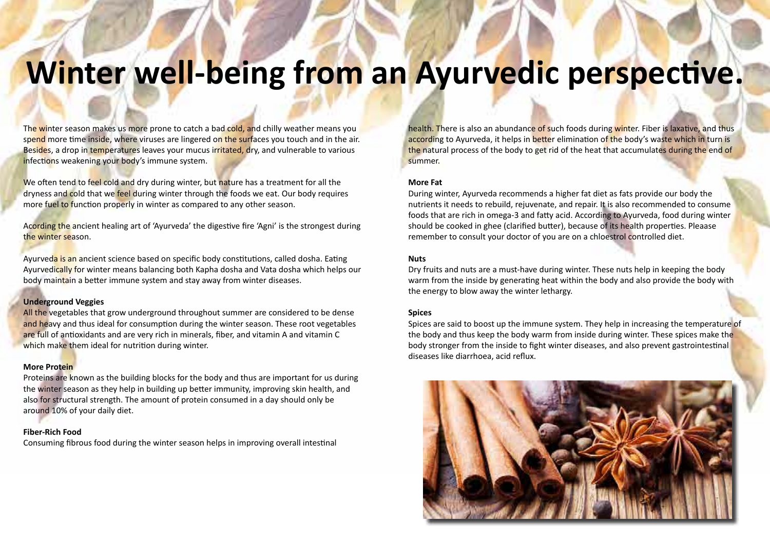# Winter well-being from an Ayurvedic perspective.

The winter season makes us more prone to catch a bad cold, and chilly weather means you spend more time inside, where viruses are lingered on the surfaces you touch and in the air. Besides, a drop in temperatures leaves your mucus irritated, dry, and vulnerable to various infections weakening your body's immune system.

We often tend to feel cold and dry during winter, but nature has a treatment for all the dryness and cold that we feel during winter through the foods we eat. Our body requires more fuel to function properly in winter as compared to any other season.

Acording the ancient healing art of 'Ayurveda' the digestive fire 'Agni' is the strongest during the winter season.

Ayurveda is an ancient science based on specific body constitutions, called dosha. Eating Ayurvedically for winter means balancing both Kapha dosha and Vata dosha which helps our body maintain a better immune system and stay away from winter diseases.

**Underground Veggies**

All the vegetables that grow underground throughout summer are considered to be dense and heavy and thus ideal for consumption during the winter season. These root vegetables are full of antioxidants and are very rich in minerals, fiber, and vitamin A and vitamin C which make them ideal for nutrition during winter.

**More Protein**

Proteins are known as the building blocks for the body and thus are important for us during the winter season as they help in building up better immunity, improving skin health, and also for structural strength. The amount of protein consumed in a day should only be around 10% of your daily diet.

**Fiber-Rich Food**

Consuming fibrous food during the winter season helps in improving overall intestinal health. There is also an abundance of such foods during winter. Fiber is laxative, and thus according to Ayurveda, it helps in better elimination of the body's waste which in turn is the natural process of the body to get rid of the heat that accumulates during the end of summer.

**More Fat**

During winter, Ayurveda recommends a higher fat diet as fats provide our body the nutrients it needs to rebuild, rejuvenate, and repair. It is also recommended to consume foods that are rich in omega-3 and fatty acid. According to Ayurveda, food during winter should be cooked in ghee (clarified butter), because of its health properties. Please remember to consult your doctor of you are on a chloestrol controlled diet.

**Nuts**

Dry fruits and nuts are a must-have during winter. These nuts help in keeping the body warm from the inside by generating heat within the body and also provide the body with the energy to blow away the winter lethargy.

**Spices**

Spices are said to boost up the immune system. They help in increasing the temperature of the body and thus keep the body warm from inside during winter. These spices make the body stronger from the inside to fight winter diseases, and also prevent gastrointestinal diseases like diarrhoea, acid reflux.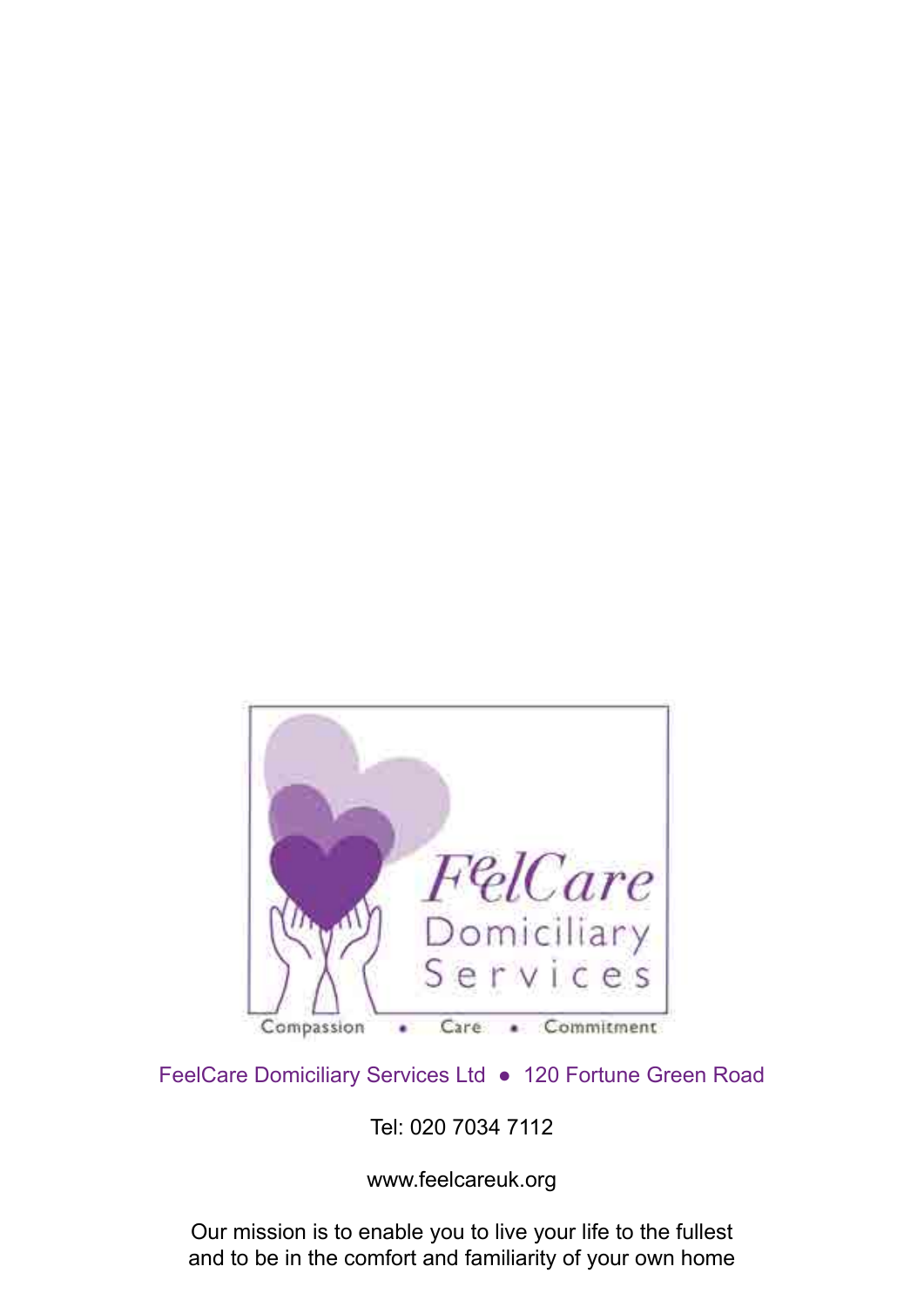FeelCare Domiciliary Services

Compassion • Care • Commitment

FeelCare Domiciliary Services Ltd ● 120 Fortune Green Road

Tel: 020 7034 7112

www.feelcareuk.org

Our mission is to enable you to live your life to the fullest and to be in the comfort and familiarity of your own home